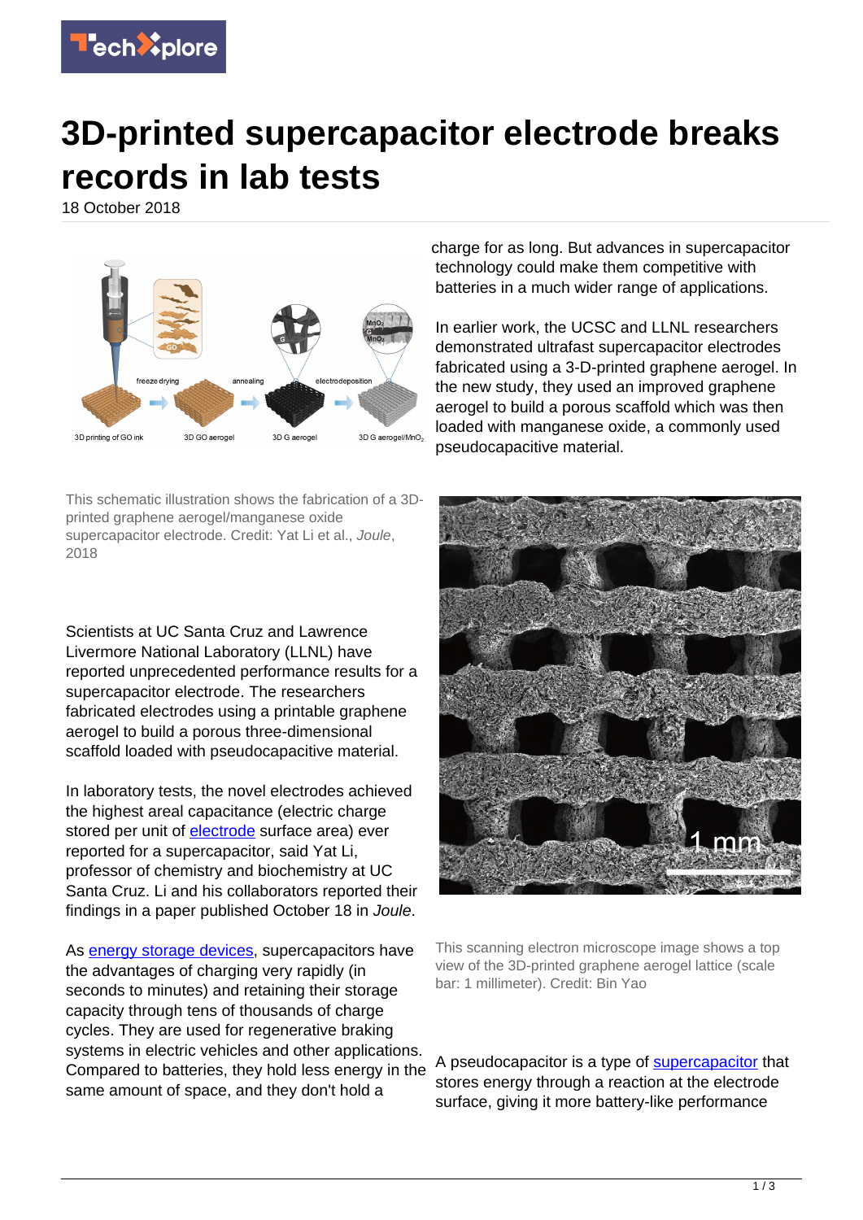# 3D-printed supercapacitor electrode breaks records in lab tests

18 October 2018

This schematic illustration shows the fabrication of a 3D-printed graphene aerogel/manganese oxide supercapacitor electrode. Credit: Yat Li et al., *Joule*, 2018

Scientists at UC Santa Cruz and Lawrence Livermore National Laboratory (LLNL) have reported unprecedented performance results for a supercapacitor electrode. The researchers fabricated electrodes using a printable graphene aerogel to build a porous three-dimensional scaffold loaded with pseudocapacitive material.

In laboratory tests, the novel electrodes achieved the highest areal capacitance (electric charge stored per unit of electrode surface area) ever reported for a supercapacitor, said Yat Li, professor of chemistry and biochemistry at UC Santa Cruz. Li and his collaborators reported their findings in a paper published October 18 in *Joule*.

As energy storage devices, supercapacitors have the advantages of charging very rapidly (in seconds to minutes) and retaining their storage capacity through tens of thousands of charge cycles. They are used for regenerative braking systems in electric vehicles and other applications. Compared to batteries, they hold less energy in the same amount of space, and they don't hold a charge for as long. But advances in supercapacitor technology could make them competitive with batteries in a much wider range of applications.

In earlier work, the UCSC and LLNL researchers demonstrated ultrafast supercapacitor electrodes fabricated using a 3-D-printed graphene aerogel. In the new study, they used an improved graphene aerogel to build a porous scaffold which was then loaded with manganese oxide, a commonly used pseudocapacitive material.

This scanning electron microscope image shows a top view of the 3D-printed graphene aerogel lattice (scale bar: 1 millimeter). Credit: Bin Yao

A pseudocapacitor is a type of supercapacitor that stores energy through a reaction at the electrode surface, giving it more battery-like performance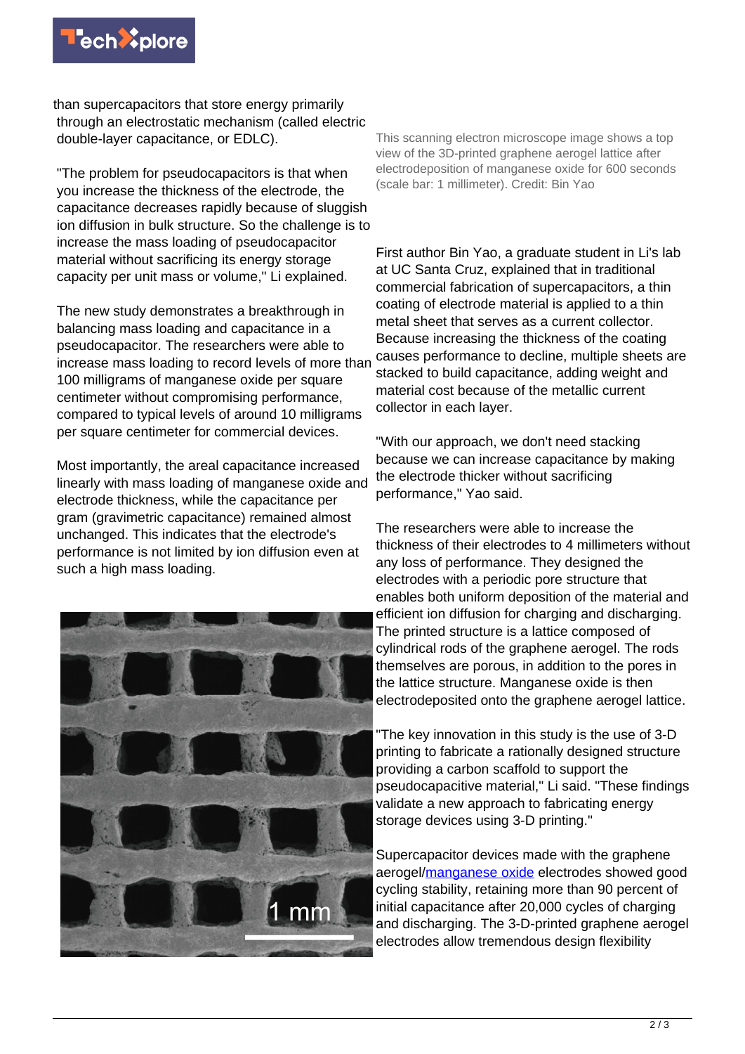than supercapacitors that store energy primarily through an electrostatic mechanism (called electric double-layer capacitance, or EDLC).

"The problem for pseudocapacitors is that when you increase the thickness of the electrode, the capacitance decreases rapidly because of sluggish ion diffusion in bulk structure. So the challenge is to increase the mass loading of pseudocapacitor material without sacrificing its energy storage capacity per unit mass or volume," Li explained.

The new study demonstrates a breakthrough in balancing mass loading and capacitance in a pseudocapacitor. The researchers were able to increase mass loading to record levels of more than 100 milligrams of manganese oxide per square centimeter without compromising performance, compared to typical levels of around 10 milligrams per square centimeter for commercial devices.

Most importantly, the areal capacitance increased linearly with mass loading of manganese oxide and electrode thickness, while the capacitance per gram (gravimetric capacitance) remained almost unchanged. This indicates that the electrode's performance is not limited by ion diffusion even at such a high mass loading.

This scanning electron microscope image shows a top view of the 3D-printed graphene aerogel lattice after electrodeposition of manganese oxide for 600 seconds (scale bar: 1 millimeter). Credit: Bin Yao

First author Bin Yao, a graduate student in Li's lab at UC Santa Cruz, explained that in traditional commercial fabrication of supercapacitors, a thin coating of electrode material is applied to a thin metal sheet that serves as a current collector. Because increasing the thickness of the coating causes performance to decline, multiple sheets are stacked to build capacitance, adding weight and material cost because of the metallic current collector in each layer.

"With our approach, we don't need stacking because we can increase capacitance by making the electrode thicker without sacrificing performance," Yao said.

The researchers were able to increase the thickness of their electrodes to 4 millimeters without any loss of performance. They designed the electrodes with a periodic pore structure that enables both uniform deposition of the material and efficient ion diffusion for charging and discharging. The printed structure is a lattice composed of cylindrical rods of the graphene aerogel. The rods themselves are porous, in addition to the pores in the lattice structure. Manganese oxide is then electrodeposited onto the graphene aerogel lattice.

"The key innovation in this study is the use of 3-D printing to fabricate a rationally designed structure providing a carbon scaffold to support the pseudocapacitive material," Li said. "These findings validate a new approach to fabricating energy storage devices using 3-D printing."

Supercapacitor devices made with the graphene aerogel/manganese oxide electrodes showed good cycling stability, retaining more than 90 percent of initial capacitance after 20,000 cycles of charging and discharging. The 3-D-printed graphene aerogel electrodes allow tremendous design flexibility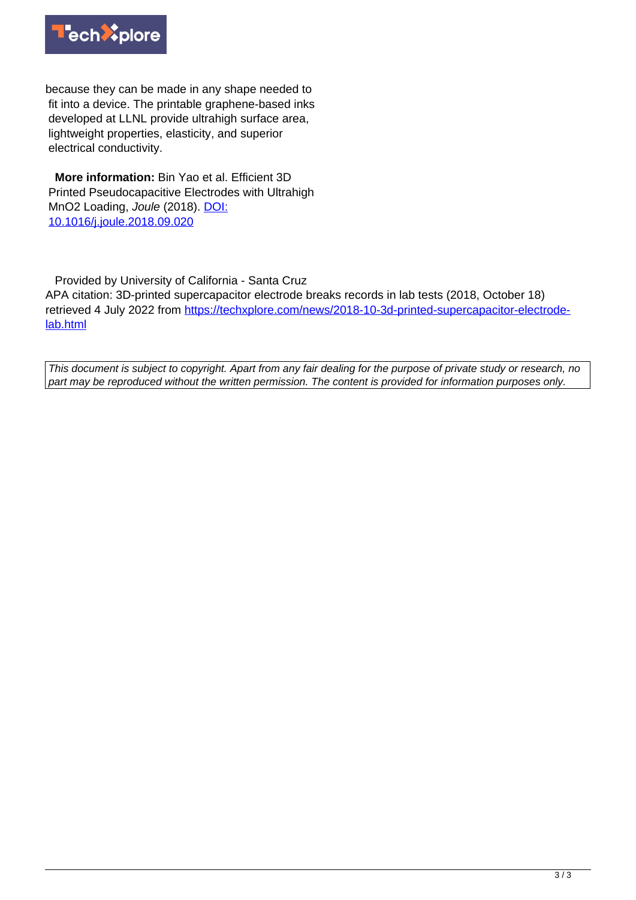because they can be made in any shape needed to fit into a device. The printable graphene-based inks developed at LLNL provide ultrahigh surface area, lightweight properties, elasticity, and superior electrical conductivity.

**More information:** Bin Yao et al. Efficient 3D Printed Pseudocapacitive Electrodes with Ultrahigh $MnO_2$ Loading, *Joule* (2018). DOI: 10.1016/j.joule.2018.09.020

Provided by University of California - Santa Cruz

APA citation: 3D-printed supercapacitor electrode breaks records in lab tests (2018, October 18) retrieved 4 July 2022 from https://techxplore.com/news/2018-10-3d-printed-supercapacitor-electrode-lab.html

*This document is subject to copyright. Apart from any fair dealing for the purpose of private study or research, no part may be reproduced without the written permission. The content is provided for information purposes only.*